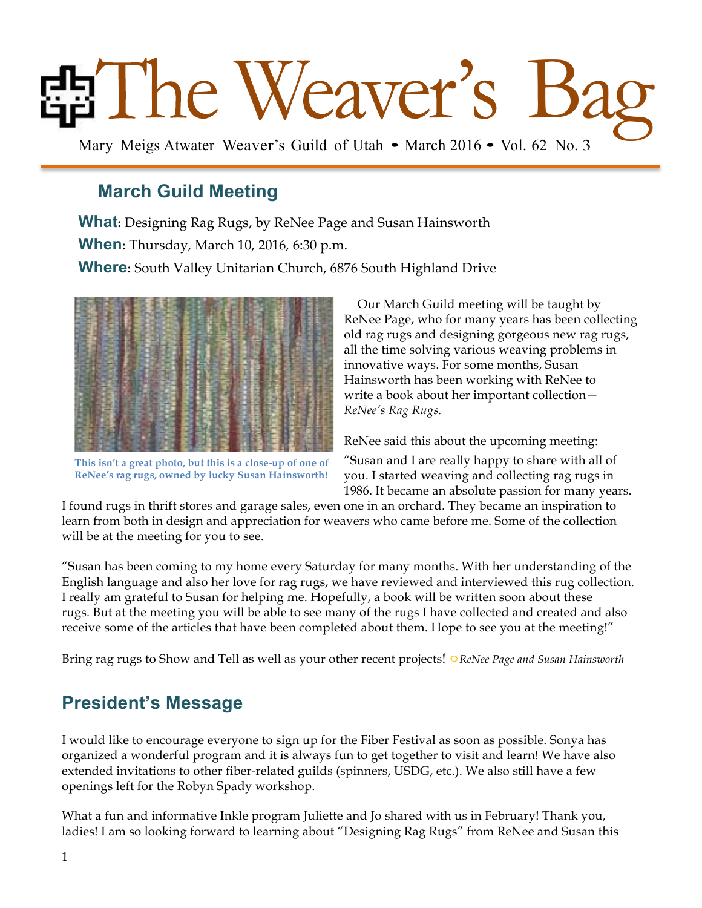# The Weaver's Bag

Mary Meigs Atwater Weaver's Guild of Utah • March 2016 • Vol. 62 No. 3

## March Guild Meeting

**What:** Designing Rag Rugs, by ReNee Page and Susan Hainsworth

**When:** Thursday, March 10, 2016, 6:30 p.m.

**Where:** South Valley Unitarian Church, 6876 South Highland Drive

**This isn't a great photo, but this is a close-up of one of ReNee's rag rugs, owned by lucky Susan Hainsworth!**

Our March Guild meeting will be taught by ReNee Page, who for many years has been collecting old rag rugs and designing gorgeous new rag rugs, all the time solving various weaving problems in innovative ways. For some months, Susan Hainsworth has been working with ReNee to write a book about her important collection—*ReNee's Rag Rugs.*

ReNee said this about the upcoming meeting:

"Susan and I are really happy to share with all of you. I started weaving and collecting rag rugs in 1986. It became an absolute passion for many years. I found rugs in thrift stores and garage sales, even one in an orchard. They became an inspiration to learn from both in design and appreciation for weavers who came before me. Some of the collection will be at the meeting for you to see.

"Susan has been coming to my home every Saturday for many months. With her understanding of the English language and also her love for rag rugs, we have reviewed and interviewed this rug collection. I really am grateful to Susan for helping me. Hopefully, a book will be written soon about these rugs. But at the meeting you will be able to see many of the rugs I have collected and created and also receive some of the articles that have been completed about them. Hope to see you at the meeting!"

Bring rag rugs to Show and Tell as well as your other recent projects! ☼*ReNee Page and Susan Hainsworth*

## President's Message

I would like to encourage everyone to sign up for the Fiber Festival as soon as possible. Sonya has organized a wonderful program and it is always fun to get together to visit and learn! We have also extended invitations to other fiber-related guilds (spinners, USDG, etc.). We also still have a few openings left for the Robyn Spady workshop.

What a fun and informative Inkle program Juliette and Jo shared with us in February! Thank you, ladies! I am so looking forward to learning about "Designing Rag Rugs" from ReNee and Susan this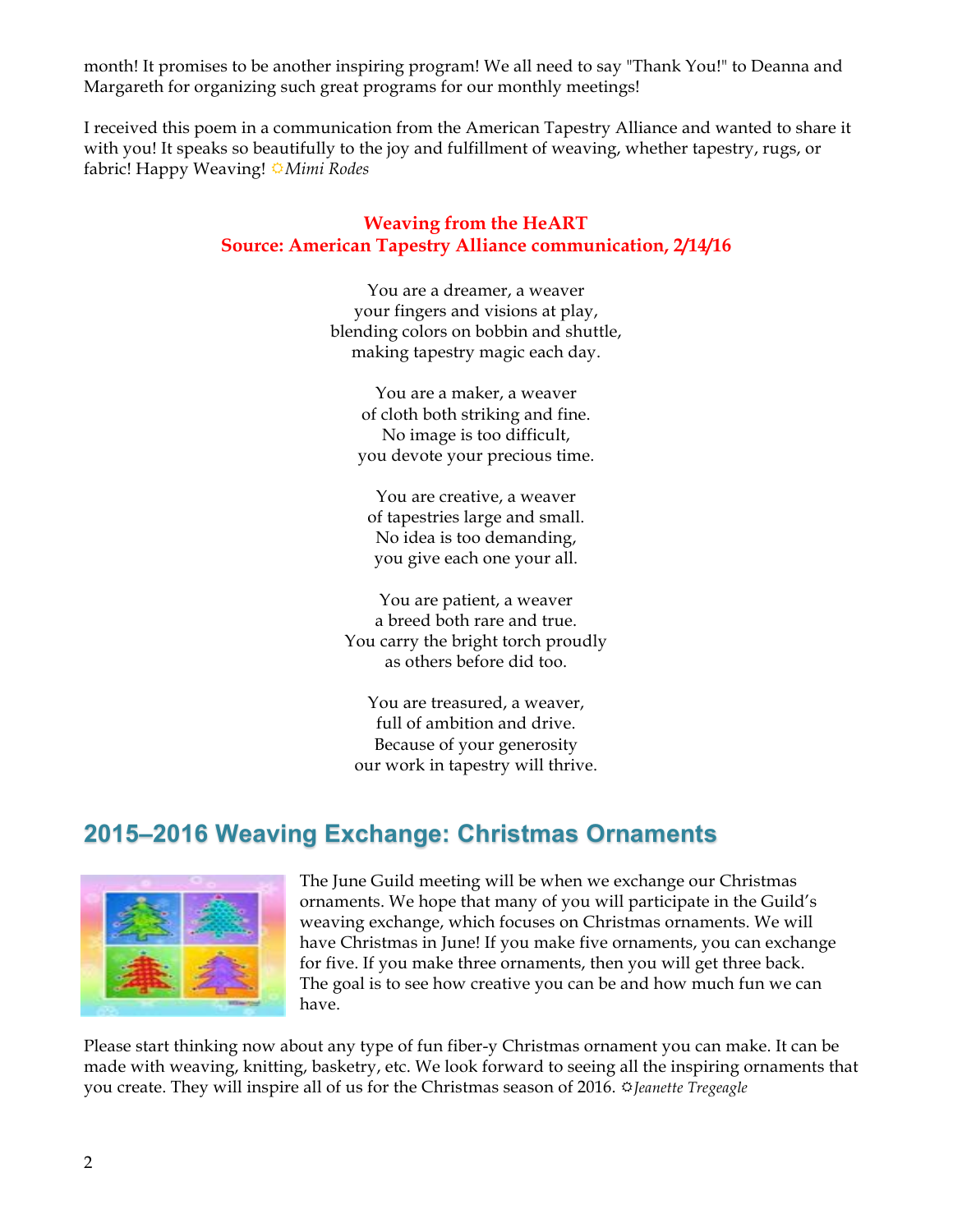month! It promises to be another inspiring program! We all need to say "Thank You!" to Deanna and Margareth for organizing such great programs for our monthly meetings!

I received this poem in a communication from the American Tapestry Alliance and wanted to share it with you! It speaks so beautifully to the joy and fulfillment of weaving, whether tapestry, rugs, or fabric! Happy Weaving! ☼*Mimi Rodes*

**Weaving from the HeART**
**Source: American Tapestry Alliance communication, 2/14/16**

You are a dreamer, a weaver
your fingers and visions at play,
blending colors on bobbin and shuttle,
making tapestry magic each day.

You are a maker, a weaver
of cloth both striking and fine.
No image is too difficult,
you devote your precious time.

You are creative, a weaver
of tapestries large and small.
No idea is too demanding,
you give each one your all.

You are patient, a weaver
a breed both rare and true.
You carry the bright torch proudly
as others before did too.

You are treasured, a weaver,
full of ambition and drive.
Because of your generosity
our work in tapestry will thrive.

## 2015–2016 Weaving Exchange: Christmas Ornaments

The June Guild meeting will be when we exchange our Christmas ornaments. We hope that many of you will participate in the Guild's weaving exchange, which focuses on Christmas ornaments. We will have Christmas in June! If you make five ornaments, you can exchange for five. If you make three ornaments, then you will get three back. The goal is to see how creative you can be and how much fun we can have.

Please start thinking now about any type of fun fiber-y Christmas ornament you can make. It can be made with weaving, knitting, basketry, etc. We look forward to seeing all the inspiring ornaments that you create. They will inspire all of us for the Christmas season of 2016. ☼*Jeanette Tregeagle*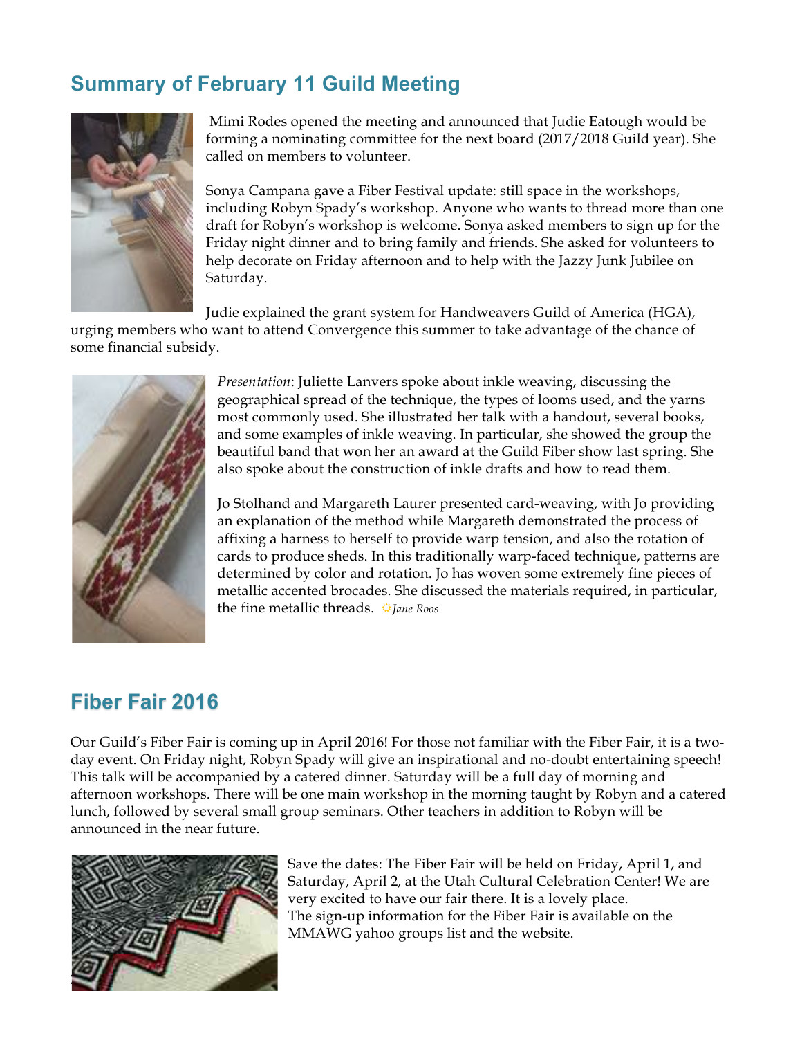## Summary of February 11 Guild Meeting

Mimi Rodes opened the meeting and announced that Judie Eatough would be forming a nominating committee for the next board (2017/2018 Guild year). She called on members to volunteer.

Sonya Campana gave a Fiber Festival update: still space in the workshops, including Robyn Spady's workshop. Anyone who wants to thread more than one draft for Robyn's workshop is welcome. Sonya asked members to sign up for the Friday night dinner and to bring family and friends. She asked for volunteers to help decorate on Friday afternoon and to help with the Jazzy Junk Jubilee on Saturday.

Judie explained the grant system for Handweavers Guild of America (HGA), urging members who want to attend Convergence this summer to take advantage of the chance of some financial subsidy.

*Presentation*: Juliette Lanvers spoke about inkle weaving, discussing the geographical spread of the technique, the types of looms used, and the yarns most commonly used. She illustrated her talk with a handout, several books, and some examples of inkle weaving. In particular, she showed the group the beautiful band that won her an award at the Guild Fiber show last spring. She also spoke about the construction of inkle drafts and how to read them.

Jo Stolhand and Margareth Laurer presented card-weaving, with Jo providing an explanation of the method while Margareth demonstrated the process of affixing a harness to herself to provide warp tension, and also the rotation of cards to produce sheds. In this traditionally warp-faced technique, patterns are determined by color and rotation. Jo has woven some extremely fine pieces of metallic accented brocades. She discussed the materials required, in particular, the fine metallic threads. *Jane Roos*

## Fiber Fair 2016

Our Guild's Fiber Fair is coming up in April 2016! For those not familiar with the Fiber Fair, it is a two-day event. On Friday night, Robyn Spady will give an inspirational and no-doubt entertaining speech! This talk will be accompanied by a catered dinner. Saturday will be a full day of morning and afternoon workshops. There will be one main workshop in the morning taught by Robyn and a catered lunch, followed by several small group seminars. Other teachers in addition to Robyn will be announced in the near future.

Save the dates: The Fiber Fair will be held on Friday, April 1, and Saturday, April 2, at the Utah Cultural Celebration Center! We are very excited to have our fair there. It is a lovely place.
The sign-up information for the Fiber Fair is available on the MMAWG yahoo groups list and the website.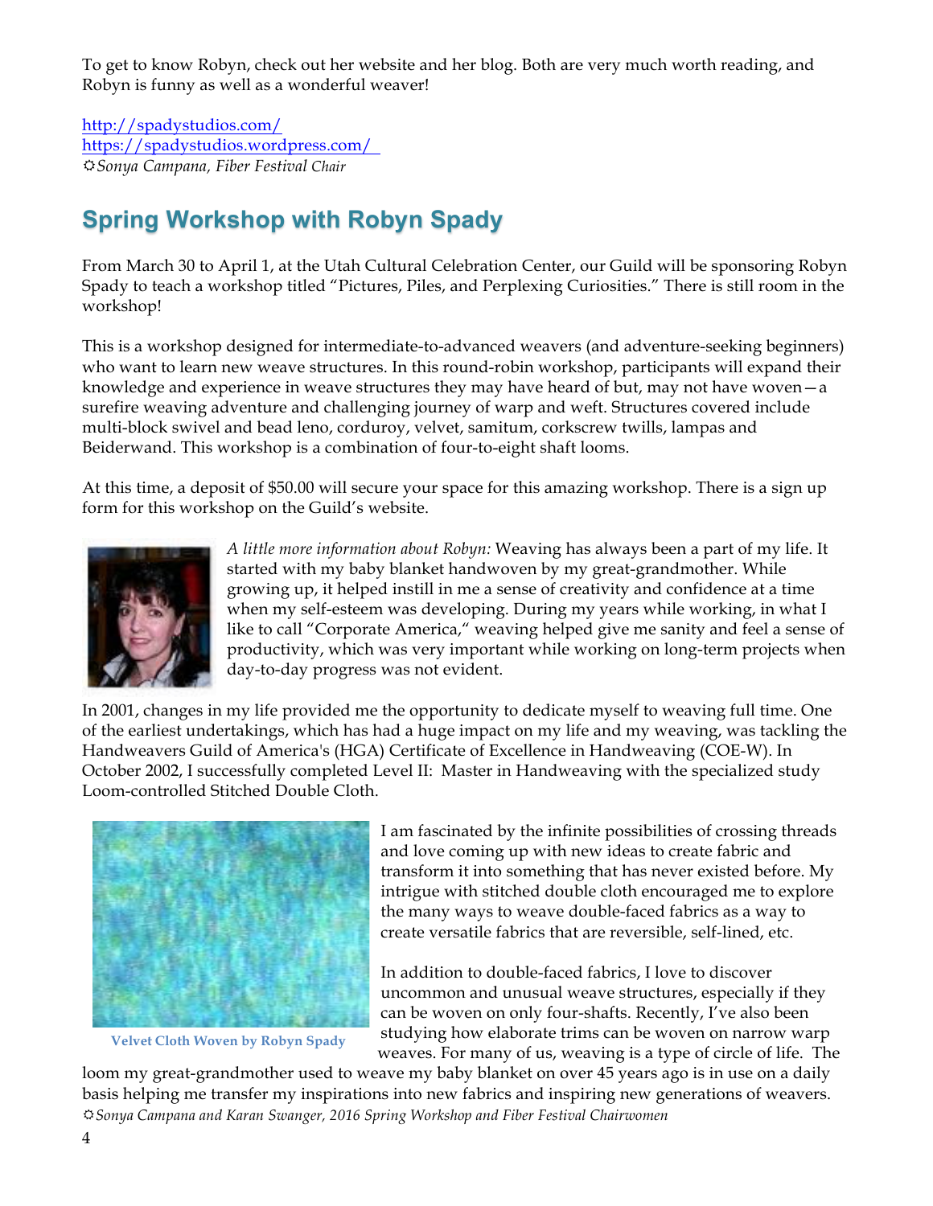To get to know Robyn, check out her website and her blog. Both are very much worth reading, and Robyn is funny as well as a wonderful weaver!

http://spadystudios.com/
https://spadystudios.wordpress.com/
☼*Sonya Campana, Fiber Festival Chair*

## Spring Workshop with Robyn Spady

From March 30 to April 1, at the Utah Cultural Celebration Center, our Guild will be sponsoring Robyn Spady to teach a workshop titled "Pictures, Piles, and Perplexing Curiosities." There is still room in the workshop!

This is a workshop designed for intermediate-to-advanced weavers (and adventure-seeking beginners) who want to learn new weave structures. In this round-robin workshop, participants will expand their knowledge and experience in weave structures they may have heard of but, may not have woven—a surefire weaving adventure and challenging journey of warp and weft. Structures covered include multi-block swivel and bead leno, corduroy, velvet, samitum, corkscrew twills, lampas and Beiderwand. This workshop is a combination of four-to-eight shaft looms.

At this time, a deposit of $50.00 will secure your space for this amazing workshop. There is a sign up form for this workshop on the Guild's website.

*A little more information about Robyn:* Weaving has always been a part of my life. It started with my baby blanket handwoven by my great-grandmother. While growing up, it helped instill in me a sense of creativity and confidence at a time when my self-esteem was developing. During my years while working, in what I like to call "Corporate America," weaving helped give me sanity and feel a sense of productivity, which was very important while working on long-term projects when day-to-day progress was not evident.

In 2001, changes in my life provided me the opportunity to dedicate myself to weaving full time. One of the earliest undertakings, which has had a huge impact on my life and my weaving, was tackling the Handweavers Guild of America's (HGA) Certificate of Excellence in Handweaving (COE-W). In October 2002, I successfully completed Level II: Master in Handweaving with the specialized study Loom-controlled Stitched Double Cloth.

Velvet Cloth Woven by Robyn Spady

I am fascinated by the infinite possibilities of crossing threads and love coming up with new ideas to create fabric and transform it into something that has never existed before. My intrigue with stitched double cloth encouraged me to explore the many ways to weave double-faced fabrics as a way to create versatile fabrics that are reversible, self-lined, etc.

In addition to double-faced fabrics, I love to discover uncommon and unusual weave structures, especially if they can be woven on only four-shafts. Recently, I've also been studying how elaborate trims can be woven on narrow warp weaves. For many of us, weaving is a type of circle of life. The loom my great-grandmother used to weave my baby blanket on over 45 years ago is in use on a daily basis helping me transfer my inspirations into new fabrics and inspiring new generations of weavers.
☼*Sonya Campana and Karan Swanger, 2016 Spring Workshop and Fiber Festival Chairwomen*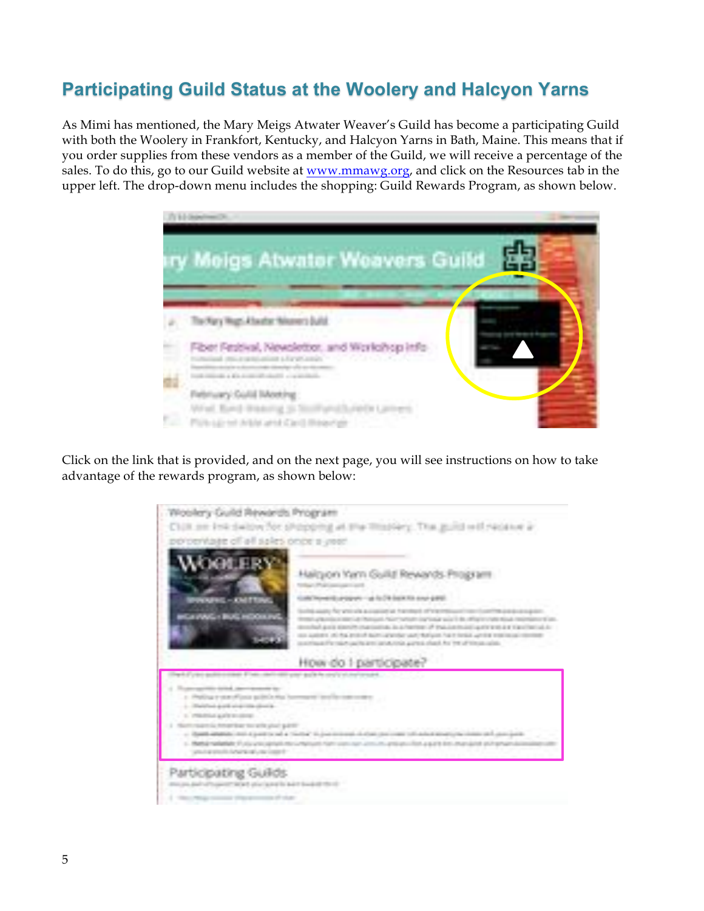## Participating Guild Status at the Woolery and Halcyon Yarns

As Mimi has mentioned, the Mary Meigs Atwater Weaver's Guild has become a participating Guild with both the Woolery in Frankfort, Kentucky, and Halcyon Yarns in Bath, Maine. This means that if you order supplies from these vendors as a member of the Guild, we will receive a percentage of the sales. To do this, go to our Guild website at www.mmawg.org, and click on the Resources tab in the upper left. The drop-down menu includes the shopping: Guild Rewards Program, as shown below.

Click on the link that is provided, and on the next page, you will see instructions on how to take advantage of the rewards program, as shown below: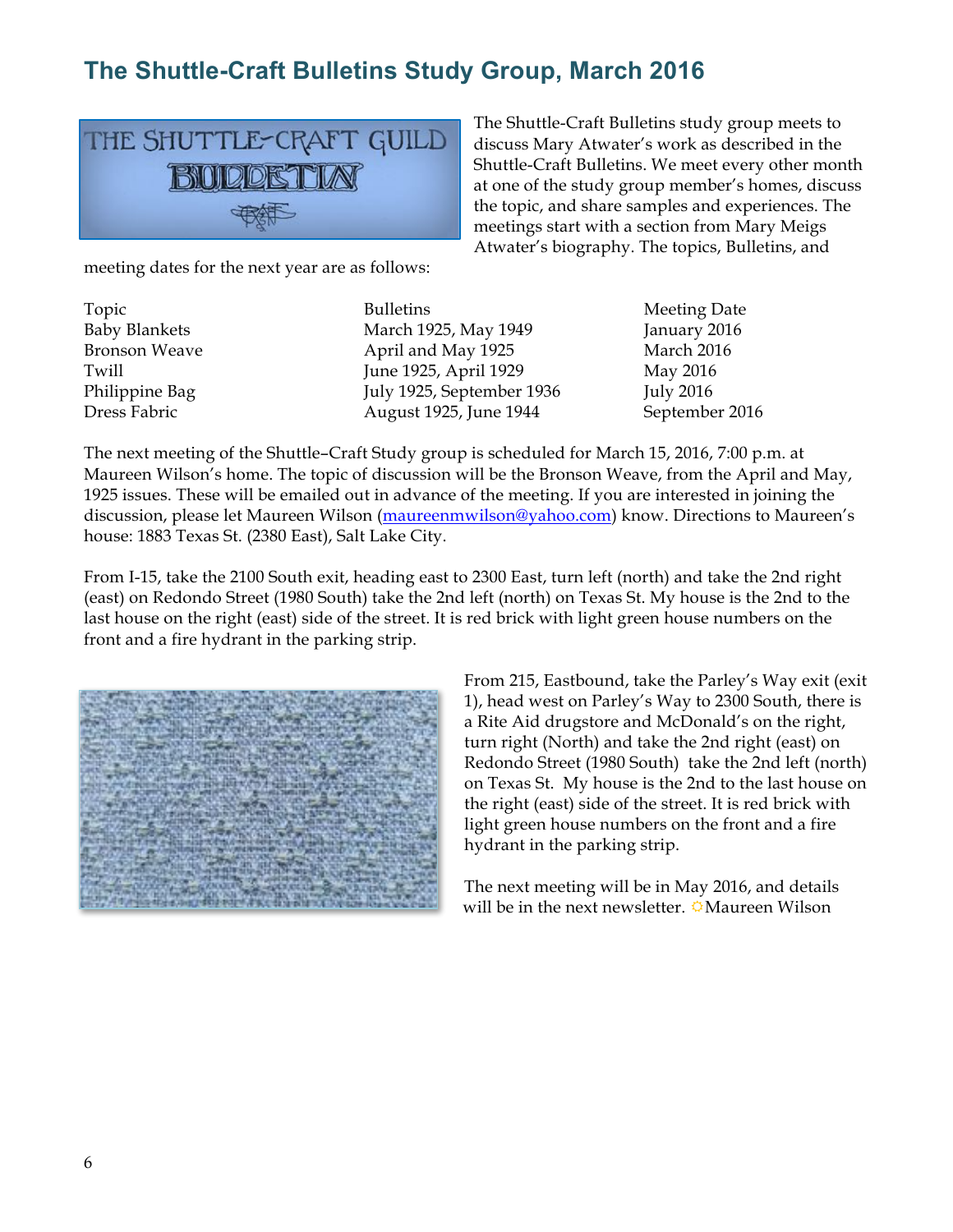# The Shuttle-Craft Bulletins Study Group, March 2016

The Shuttle-Craft Bulletins study group meets to discuss Mary Atwater's work as described in the Shuttle-Craft Bulletins. We meet every other month at one of the study group member's homes, discuss the topic, and share samples and experiences. The meetings start with a section from Mary Meigs Atwater's biography. The topics, Bulletins, and meeting dates for the next year are as follows:

| Topic | Bulletins | Meeting Date |
|---|---|---|
| Baby Blankets | March 1925, May 1949 | January 2016 |
| Bronson Weave | April and May 1925 | March 2016 |
| Twill | June 1925, April 1929 | May 2016 |
| Philippine Bag | July 1925, September 1936 | July 2016 |
| Dress Fabric | August 1925, June 1944 | September 2016 |

The next meeting of the Shuttle–Craft Study group is scheduled for March 15, 2016, 7:00 p.m. at Maureen Wilson's home. The topic of discussion will be the Bronson Weave, from the April and May, 1925 issues. These will be emailed out in advance of the meeting. If you are interested in joining the discussion, please let Maureen Wilson (maureenmwilson@yahoo.com) know. Directions to Maureen's house: 1883 Texas St. (2380 East), Salt Lake City.

From I-15, take the 2100 South exit, heading east to 2300 East, turn left (north) and take the 2nd right (east) on Redondo Street (1980 South) take the 2nd left (north) on Texas St. My house is the 2nd to the last house on the right (east) side of the street. It is red brick with light green house numbers on the front and a fire hydrant in the parking strip.

From 215, Eastbound, take the Parley's Way exit (exit 1), head west on Parley's Way to 2300 South, there is a Rite Aid drugstore and McDonald's on the right, turn right (North) and take the 2nd right (east) on Redondo Street (1980 South) take the 2nd left (north) on Texas St. My house is the 2nd to the last house on the right (east) side of the street. It is red brick with light green house numbers on the front and a fire hydrant in the parking strip.

The next meeting will be in May 2016, and details will be in the next newsletter. Maureen Wilson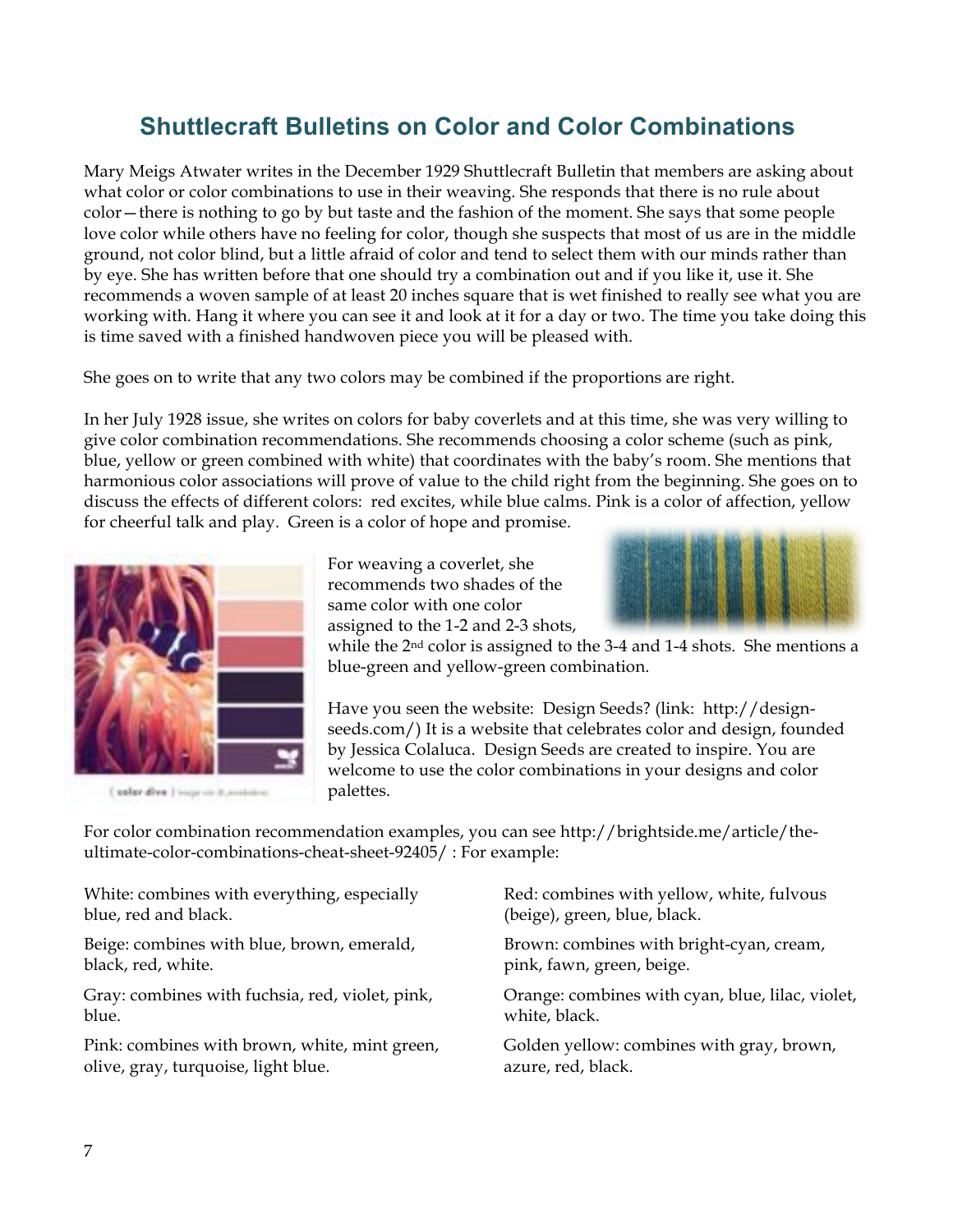## Shuttlecraft Bulletins on Color and Color Combinations

Mary Meigs Atwater writes in the December 1929 Shuttlecraft Bulletin that members are asking about what color or color combinations to use in their weaving. She responds that there is no rule about color—there is nothing to go by but taste and the fashion of the moment. She says that some people love color while others have no feeling for color, though she suspects that most of us are in the middle ground, not color blind, but a little afraid of color and tend to select them with our minds rather than by eye. She has written before that one should try a combination out and if you like it, use it. She recommends a woven sample of at least 20 inches square that is wet finished to really see what you are working with. Hang it where you can see it and look at it for a day or two. The time you take doing this is time saved with a finished handwoven piece you will be pleased with.

She goes on to write that any two colors may be combined if the proportions are right.

In her July 1928 issue, she writes on colors for baby coverlets and at this time, she was very willing to give color combination recommendations. She recommends choosing a color scheme (such as pink, blue, yellow or green combined with white) that coordinates with the baby's room. She mentions that harmonious color associations will prove of value to the child right from the beginning. She goes on to discuss the effects of different colors: red excites, while blue calms. Pink is a color of affection, yellow for cheerful talk and play. Green is a color of hope and promise.

For weaving a coverlet, she recommends two shades of the same color with one color assigned to the 1-2 and 2-3 shots, while the 2nd color is assigned to the 3-4 and 1-4 shots. She mentions a blue-green and yellow-green combination.

Have you seen the website: Design Seeds? (link: http://design-seeds.com/) It is a website that celebrates color and design, founded by Jessica Colaluca. Design Seeds are created to inspire. You are welcome to use the color combinations in your designs and color palettes.

For color combination recommendation examples, you can see http://brightside.me/article/the-ultimate-color-combinations-cheat-sheet-92405/ : For example:

White: combines with everything, especially blue, red and black.

Beige: combines with blue, brown, emerald, black, red, white.

Gray: combines with fuchsia, red, violet, pink, blue.

Pink: combines with brown, white, mint green, olive, gray, turquoise, light blue.

Red: combines with yellow, white, fulvous (beige), green, blue, black.

Brown: combines with bright-cyan, cream, pink, fawn, green, beige.

Orange: combines with cyan, blue, lilac, violet, white, black.

Golden yellow: combines with gray, brown, azure, red, black.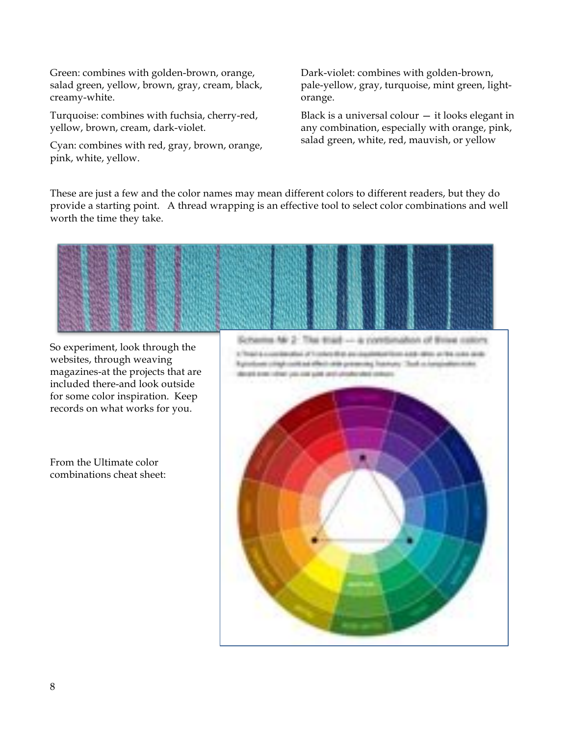Green: combines with golden-brown, orange, salad green, yellow, brown, gray, cream, black, creamy-white.

Turquoise: combines with fuchsia, cherry-red, yellow, brown, cream, dark-violet.

Cyan: combines with red, gray, brown, orange, pink, white, yellow.

Dark-violet: combines with golden-brown, pale-yellow, gray, turquoise, mint green, light-orange.

Black is a universal colour — it looks elegant in any combination, especially with orange, pink, salad green, white, red, mauvish, or yellow

These are just a few and the color names may mean different colors to different readers, but they do provide a starting point. A thread wrapping is an effective tool to select color combinations and well worth the time they take.

So experiment, look through the websites, through weaving magazines-at the projects that are included there-and look outside for some color inspiration. Keep records on what works for you.

From the Ultimate color combinations cheat sheet: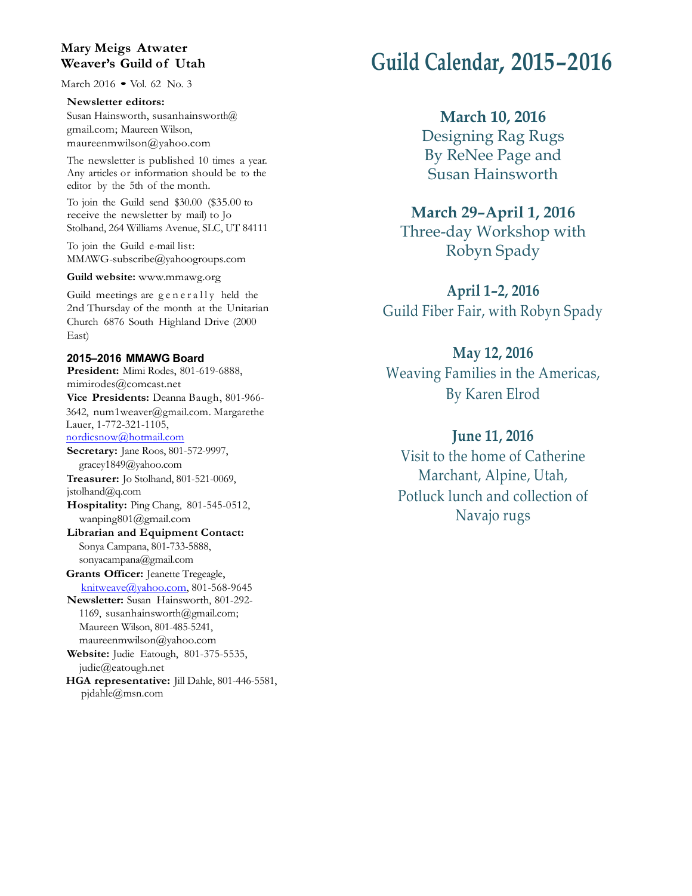**Mary Meigs Atwater Weaver's Guild of Utah**

March 2016 • Vol. 62 No. 3

**Newsletter editors:**
Susan Hainsworth, susanhainsworth@gmail.com; Maureen Wilson, maureenmwilson@yahoo.com

The newsletter is published 10 times a year. Any articles or information should be to the editor by the 5th of the month.

To join the Guild send $30.00 ($35.00 to receive the newsletter by mail) to Jo Stolhand, 264 Williams Avenue, SLC, UT 84111

To join the Guild e-mail list: MMAWG-subscribe@yahoogroups.com

**Guild website:** www.mmawg.org

Guild meetings are generally held the 2nd Thursday of the month at the Unitarian Church 6876 South Highland Drive (2000 East)

**2015–2016 MMAWG Board**

**President:** Mimi Rodes, 801-619-6888, mimirodes@comcast.net

**Vice Presidents:** Deanna Baugh, 801-966-3642, num1weaver@gmail.com. Margarethe Lauer, 1-772-321-1105, nordicsnow@hotmail.com

**Secretary:** Jane Roos, 801-572-9997, gracey1849@yahoo.com

**Treasurer:** Jo Stolhand, 801-521-0069, jstolhand@q.com

**Hospitality:** Ping Chang, 801-545-0512, wanping801@gmail.com

**Librarian and Equipment Contact:** Sonya Campana, 801-733-5888, sonyacampana@gmail.com

**Grants Officer:** Jeanette Tregeagle, knitweave@yahoo.com, 801-568-9645

**Newsletter:** Susan Hainsworth, 801-292-1169, susanhainsworth@gmail.com; Maureen Wilson, 801-485-5241, maureenmwilson@yahoo.com

**Website:** Judie Eatough, 801-375-5535, judie@eatough.net

**HGA representative:** Jill Dahle, 801-446-5581, pjdahle@msn.com

# Guild Calendar, 2015–2016

**March 10, 2016**
Designing Rag Rugs
By ReNee Page and
Susan Hainsworth

**March 29–April 1, 2016**
Three-day Workshop with
Robyn Spady

**April 1–2, 2016**
Guild Fiber Fair, with Robyn Spady

**May 12, 2016**
Weaving Families in the Americas,
By Karen Elrod

**June 11, 2016**
Visit to the home of Catherine
Marchant, Alpine, Utah,
Potluck lunch and collection of
Navajo rugs